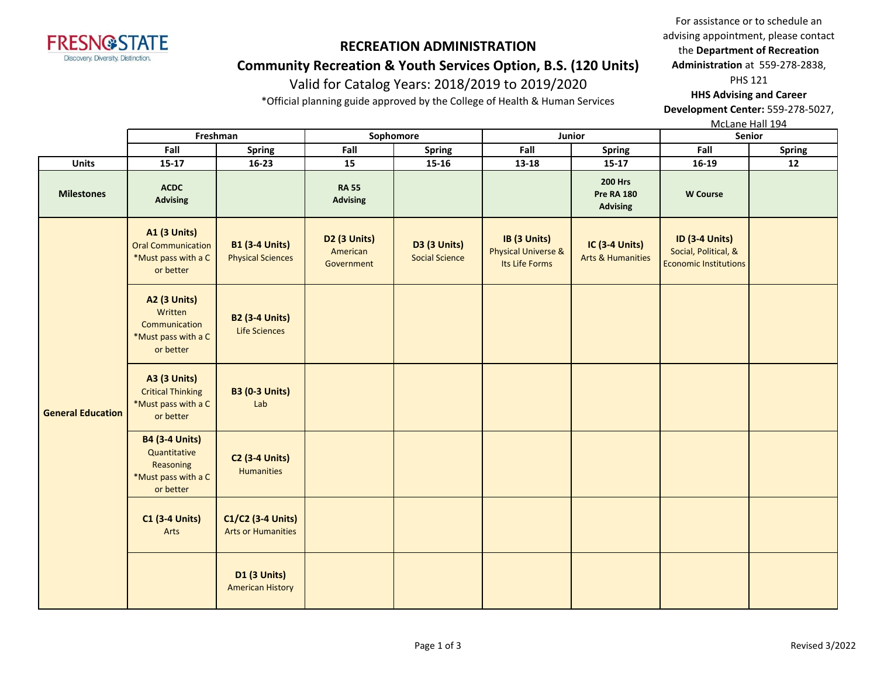FRESNO STATE
Discovery. Diversity. Distinction.

# RECREATION ADMINISTRATION

## Community Recreation & Youth Services Option, B.S. (120 Units)

Valid for Catalog Years: 2018/2019 to 2019/2020

*Official planning guide approved by the College of Health & Human Services

For assistance or to schedule an advising appointment, please contact the **Department of Recreation Administration** at 559-278-2838, PHS 121
**HHS Advising and Career Development Center:** 559-278-5027, McLane Hall 194

| | Freshman | | Sophomore | | Junior | | Senior | |
|---|---|---|---|---|---|---|---|---|
| | **Fall** | **Spring** | **Fall** | **Spring** | **Fall** | **Spring** | **Fall** | **Spring** |
| **Units** | **15-17** | **16-23** | **15** | **15-16** | **13-18** | **15-17** | **16-19** | **12** |
| **Milestones** | **ACDC Advising** | | **RA 55 Advising** | | | **200 Hrs Pre RA 180 Advising** | **W Course** | |
| **General Education** | **A1 (3 Units)** Oral Communication *Must pass with a C or better | **B1 (3-4 Units)** Physical Sciences | **D2 (3 Units)** American Government | **D3 (3 Units)** Social Science | **IB (3 Units)** Physical Universe & Its Life Forms | **IC (3-4 Units)** Arts & Humanities | **ID (3-4 Units)** Social, Political, & Economic Institutions | |
| | **A2 (3 Units)** Written Communication *Must pass with a C or better | **B2 (3-4 Units)** Life Sciences | | | | | | |
| | **A3 (3 Units)** Critical Thinking *Must pass with a C or better | **B3 (0-3 Units)** Lab | | | | | | |
| | **B4 (3-4 Units)** Quantitative Reasoning *Must pass with a C or better | **C2 (3-4 Units)** Humanities | | | | | | |
| | **C1 (3-4 Units)** Arts | **C1/C2 (3-4 Units)** Arts or Humanities | | | | | | |
| | | **D1 (3 Units)** American History | | | | | | |

Revised 3/2022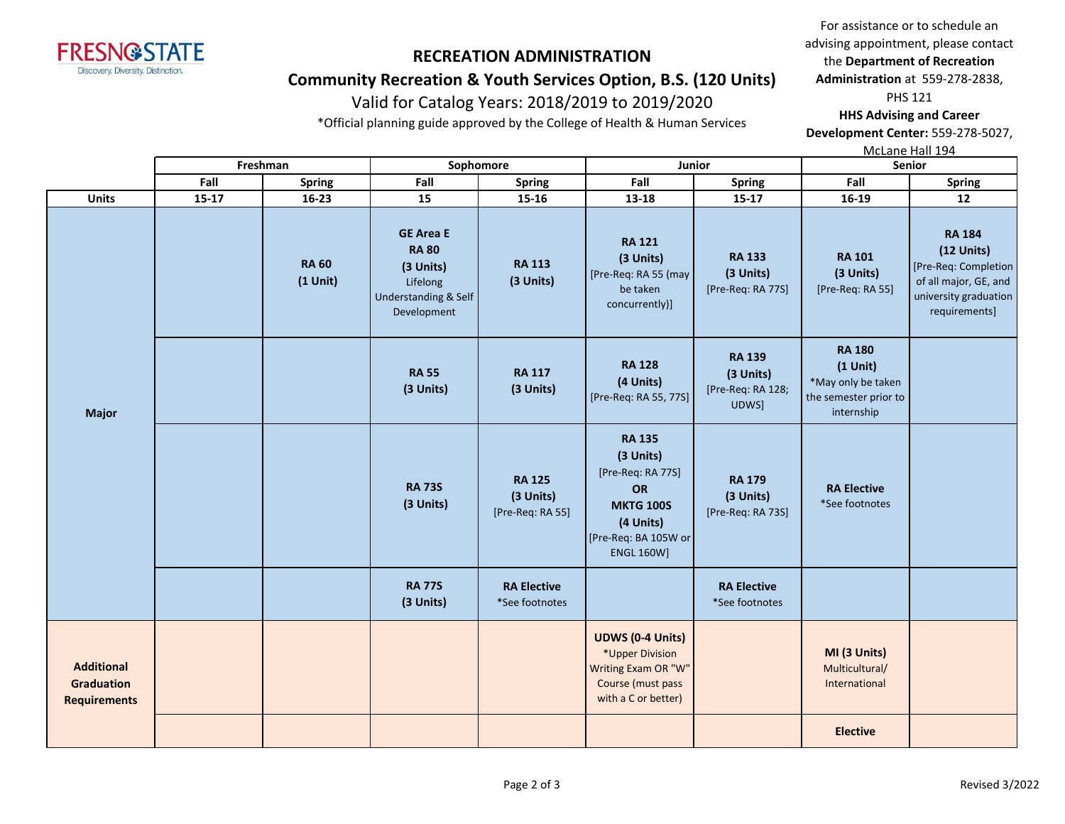# RECREATION ADMINISTRATION

## Community Recreation & Youth Services Option, B.S. (120 Units)

Valid for Catalog Years: 2018/2019 to 2019/2020

*Official planning guide approved by the College of Health & Human Services

For assistance or to schedule an advising appointment, please contact the **Department of Recreation Administration** at 559-278-2838, PHS 121

**HHS Advising and Career Development Center:** 559-278-5027, McLane Hall 194

| | Freshman | | Sophomore | | Junior | | Senior | |
|---|---|---|---|---|---|---|---|---|
| | Fall | Spring | Fall | Spring | Fall | Spring | Fall | Spring |
| **Units** | 15-17 | 16-23 | 15 | 15-16 | 13-18 | 15-17 | 16-19 | 12 |
| **Major** | | **RA 60 (1 Unit)** | **GE Area E RA 80 (3 Units)** Lifelong Understanding & Self Development | **RA 113 (3 Units)** | **RA 121 (3 Units)** [Pre-Req: RA 55 (may be taken concurrently)] | **RA 133 (3 Units)** [Pre-Req: RA 77S] | **RA 101 (3 Units)** [Pre-Req: RA 55] | **RA 184 (12 Units)** [Pre-Req: Completion of all major, GE, and university graduation requirements] |
| | | | **RA 55 (3 Units)** | **RA 117 (3 Units)** | **RA 128 (4 Units)** [Pre-Req: RA 55, 77S] | **RA 139 (3 Units)** [Pre-Req: RA 128; UDWS] | **RA 180 (1 Unit)** *May only be taken the semester prior to internship | |
| | | | **RA 73S (3 Units)** | **RA 125 (3 Units)** [Pre-Req: RA 55] | **RA 135 (3 Units)** [Pre-Req: RA 77S] **OR MKTG 100S (4 Units)** [Pre-Req: BA 105W or ENGL 160W] | **RA 179 (3 Units)** [Pre-Req: RA 73S] | **RA Elective** *See footnotes | |
| | | | **RA 77S (3 Units)** | **RA Elective** *See footnotes | | **RA Elective** *See footnotes | | |
| **Additional Graduation Requirements** | | | | | **UDWS (0-4 Units)** *Upper Division Writing Exam OR "W" Course (must pass with a C or better) | | **MI (3 Units)** Multicultural/ International | |
| | | | | | | | **Elective** | |

Revised 3/2022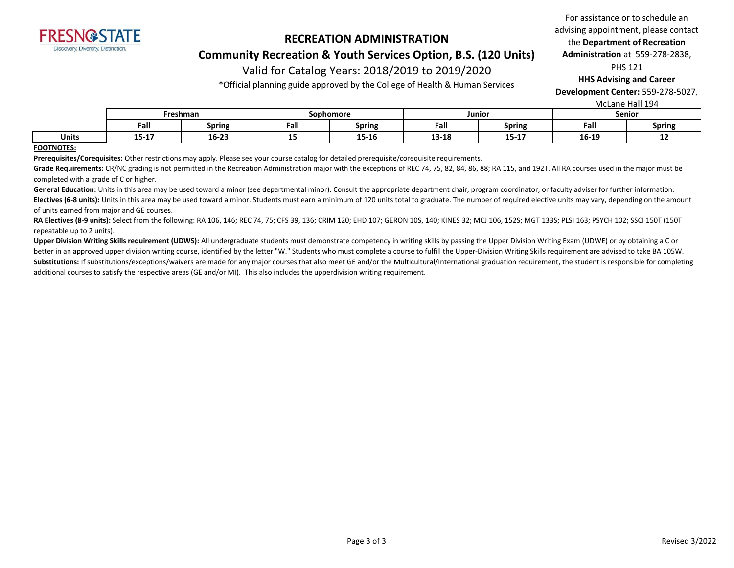FRESNO STATE
Discovery. Diversity. Distinction.

# RECREATION ADMINISTRATION

## Community Recreation & Youth Services Option, B.S. (120 Units)

Valid for Catalog Years: 2018/2019 to 2019/2020

*Official planning guide approved by the College of Health & Human Services

For assistance or to schedule an advising appointment, please contact the **Department of Recreation Administration** at 559-278-2838, PHS 121

**HHS Advising and Career Development Center:** 559-278-5027, McLane Hall 194

| | Freshman | | Sophomore | | Junior | | Senior | |
|---|---|---|---|---|---|---|---|---|
| | Fall | Spring | Fall | Spring | Fall | Spring | Fall | Spring |
| **Units** | 15-17 | 16-23 | 15 | 15-16 | 13-18 | 15-17 | 16-19 | 12 |

**FOOTNOTES:**

**Prerequisites/Corequisites:** Other restrictions may apply. Please see your course catalog for detailed prerequisite/corequisite requirements.

**Grade Requirements:** CR/NC grading is not permitted in the Recreation Administration major with the exceptions of REC 74, 75, 82, 84, 86, 88; RA 115, and 192T. All RA courses used in the major must be completed with a grade of C or higher.

**General Education:** Units in this area may be used toward a minor (see departmental minor). Consult the appropriate department chair, program coordinator, or faculty adviser for further information.

**Electives (6-8 units):** Units in this area may be used toward a minor. Students must earn a minimum of 120 units total to graduate. The number of required elective units may vary, depending on the amount of units earned from major and GE courses.

**RA Electives (8-9 units):** Select from the following: RA 106, 146; REC 74, 75; CFS 39, 136; CRIM 120; EHD 107; GERON 10S, 140; KINES 32; MCJ 106, 152S; MGT 133S; PLSI 163; PSYCH 102; SSCI 150T (150T repeatable up to 2 units).

**Upper Division Writing Skills requirement (UDWS):** All undergraduate students must demonstrate competency in writing skills by passing the Upper Division Writing Exam (UDWE) or by obtaining a C or better in an approved upper division writing course, identified by the letter "W." Students who must complete a course to fulfill the Upper-Division Writing Skills requirement are advised to take BA 105W.

**Substitutions:** If substitutions/exceptions/waivers are made for any major courses that also meet GE and/or the Multicultural/International graduation requirement, the student is responsible for completing additional courses to satisfy the respective areas (GE and/or MI). This also includes the upperdivision writing requirement.

Revised 3/2022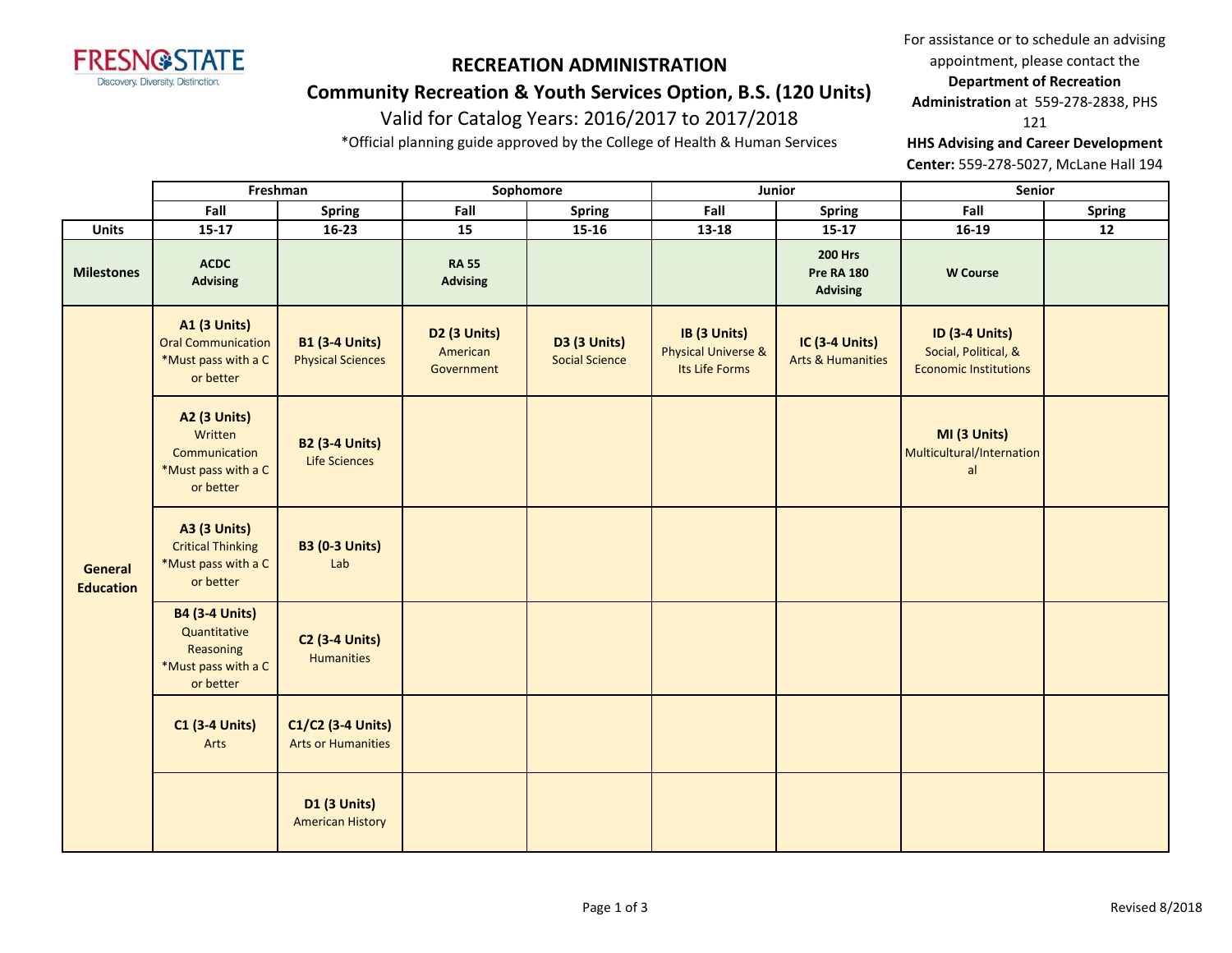**FRESNO STATE**
Discovery. Diversity. Distinction.

# RECREATION ADMINISTRATION

## Community Recreation & Youth Services Option, B.S. (120 Units)

Valid for Catalog Years: 2016/2017 to 2017/2018

*Official planning guide approved by the College of Health & Human Services

For assistance or to schedule an advising appointment, please contact the **Department of Recreation Administration** at 559-278-2838, PHS 121

**HHS Advising and Career Development Center:** 559-278-5027, McLane Hall 194

| | Freshman | | Sophomore | | Junior | | Senior | |
|---|---|---|---|---|---|---|---|---|
| | **Fall** | **Spring** | **Fall** | **Spring** | **Fall** | **Spring** | **Fall** | **Spring** |
| **Units** | **15-17** | **16-23** | **15** | **15-16** | **13-18** | **15-17** | **16-19** | **12** |
| **Milestones** | **ACDC Advising** | | **RA 55 Advising** | | | **200 Hrs Pre RA 180 Advising** | **W Course** | |
| **General Education** | **A1 (3 Units)** Oral Communication *Must pass with a C or better | **B1 (3-4 Units)** Physical Sciences | **D2 (3 Units)** American Government | **D3 (3 Units)** Social Science | **IB (3 Units)** Physical Universe & Its Life Forms | **IC (3-4 Units)** Arts & Humanities | **ID (3-4 Units)** Social, Political, & Economic Institutions | |
| | **A2 (3 Units)** Written Communication *Must pass with a C or better | **B2 (3-4 Units)** Life Sciences | | | | | **MI (3 Units)** Multicultural/International | |
| | **A3 (3 Units)** Critical Thinking *Must pass with a C or better | **B3 (0-3 Units)** Lab | | | | | | |
| | **B4 (3-4 Units)** Quantitative Reasoning *Must pass with a C or better | **C2 (3-4 Units)** Humanities | | | | | | |
| | **C1 (3-4 Units)** Arts | **C1/C2 (3-4 Units)** Arts or Humanities | | | | | | |
| | | **D1 (3 Units)** American History | | | | | | |

Revised 8/2018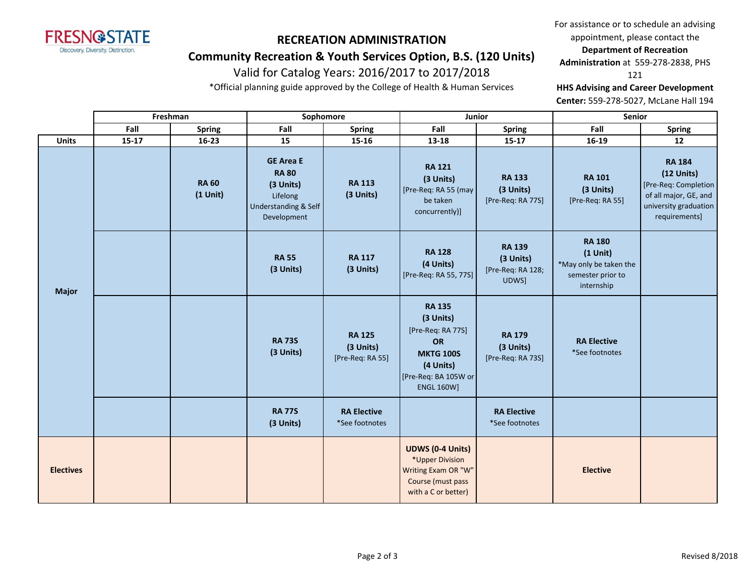FRESNO STATE
Discovery. Diversity. Distinction.

# RECREATION ADMINISTRATION

## Community Recreation & Youth Services Option, B.S. (120 Units)

Valid for Catalog Years: 2016/2017 to 2017/2018

*Official planning guide approved by the College of Health & Human Services

For assistance or to schedule an advising appointment, please contact the **Department of Recreation Administration** at 559-278-2838, PHS 121

**HHS Advising and Career Development Center:** 559-278-5027, McLane Hall 194

| | Freshman | | Sophomore | | Junior | | Senior | |
|---|---|---|---|---|---|---|---|---|
| | **Fall** | **Spring** | **Fall** | **Spring** | **Fall** | **Spring** | **Fall** | **Spring** |
| **Units** | **15-17** | **16-23** | **15** | **15-16** | **13-18** | **15-17** | **16-19** | **12** |
| **Major** | | **RA 60** **(1 Unit)** | **GE Area E** **RA 80** **(3 Units)** Lifelong Understanding & Self Development | **RA 113** **(3 Units)** | **RA 121** **(3 Units)** [Pre-Req: RA 55 (may be taken concurrently)] | **RA 133** **(3 Units)** [Pre-Req: RA 77S] | **RA 101** **(3 Units)** [Pre-Req: RA 55] | **RA 184** **(12 Units)** [Pre-Req: Completion of all major, GE, and university graduation requirements] |
| | | | **RA 55** **(3 Units)** | **RA 117** **(3 Units)** | **RA 128** **(4 Units)** [Pre-Req: RA 55, 77S] | **RA 139** **(3 Units)** [Pre-Req: RA 128; UDWS] | **RA 180** **(1 Unit)** *May only be taken the semester prior to internship | |
| | | | **RA 73S** **(3 Units)** | **RA 125** **(3 Units)** [Pre-Req: RA 55] | **RA 135** **(3 Units)** [Pre-Req: RA 77S] **OR** **MKTG 100S** **(4 Units)** [Pre-Req: BA 105W or ENGL 160W] | **RA 179** **(3 Units)** [Pre-Req: RA 73S] | **RA Elective** *See footnotes | |
| | | | **RA 77S** **(3 Units)** | **RA Elective** *See footnotes | | **RA Elective** *See footnotes | | |
| **Electives** | | | | | **UDWS (0-4 Units)** *Upper Division Writing Exam OR "W" Course (must pass with a C or better) | | **Elective** | |

Revised 8/2018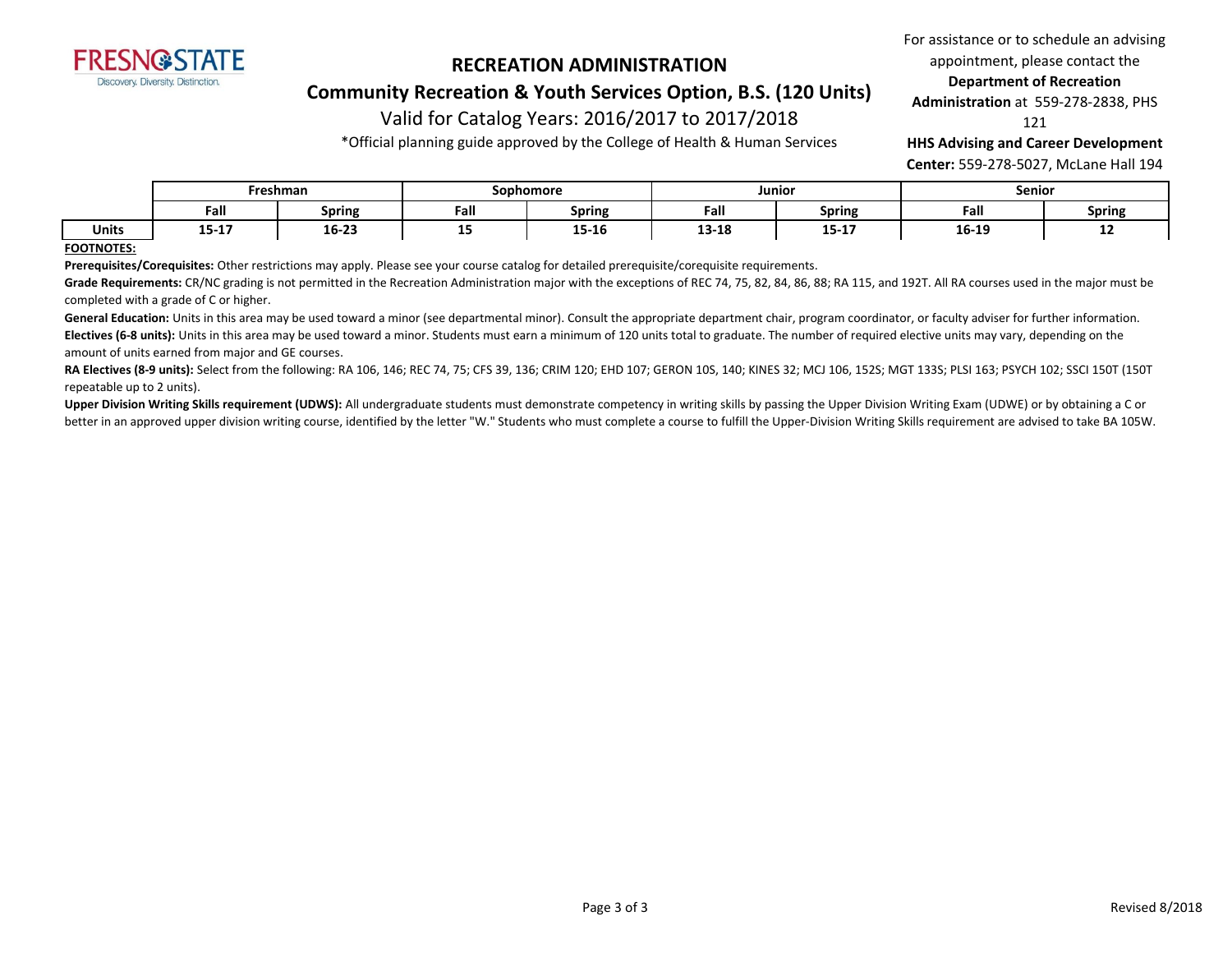FRESNO STATE
Discovery. Diversity. Distinction.

# RECREATION ADMINISTRATION

## Community Recreation & Youth Services Option, B.S. (120 Units)

Valid for Catalog Years: 2016/2017 to 2017/2018

*Official planning guide approved by the College of Health & Human Services

For assistance or to schedule an advising appointment, please contact the **Department of Recreation Administration** at 559-278-2838, PHS 121

**HHS Advising and Career Development Center:** 559-278-5027, McLane Hall 194

| | Freshman | | Sophomore | | Junior | | Senior | |
|---|---|---|---|---|---|---|---|---|
| | Fall | Spring | Fall | Spring | Fall | Spring | Fall | Spring |
| **Units** | 15-17 | 16-23 | 15 | 15-16 | 13-18 | 15-17 | 16-19 | 12 |

**FOOTNOTES:**

**Prerequisites/Corequisites:** Other restrictions may apply. Please see your course catalog for detailed prerequisite/corequisite requirements.

**Grade Requirements:** CR/NC grading is not permitted in the Recreation Administration major with the exceptions of REC 74, 75, 82, 84, 86, 88; RA 115, and 192T. All RA courses used in the major must be completed with a grade of C or higher.

**General Education:** Units in this area may be used toward a minor (see departmental minor). Consult the appropriate department chair, program coordinator, or faculty adviser for further information.

**Electives (6-8 units):** Units in this area may be used toward a minor. Students must earn a minimum of 120 units total to graduate. The number of required elective units may vary, depending on the amount of units earned from major and GE courses.

**RA Electives (8-9 units):** Select from the following: RA 106, 146; REC 74, 75; CFS 39, 136; CRIM 120; EHD 107; GERON 10S, 140; KINES 32; MCJ 106, 152S; MGT 133S; PLSI 163; PSYCH 102; SSCI 150T (150T repeatable up to 2 units).

**Upper Division Writing Skills requirement (UDWS):** All undergraduate students must demonstrate competency in writing skills by passing the Upper Division Writing Exam (UDWE) or by obtaining a C or better in an approved upper division writing course, identified by the letter "W." Students who must complete a course to fulfill the Upper-Division Writing Skills requirement are advised to take BA 105W.

Revised 8/2018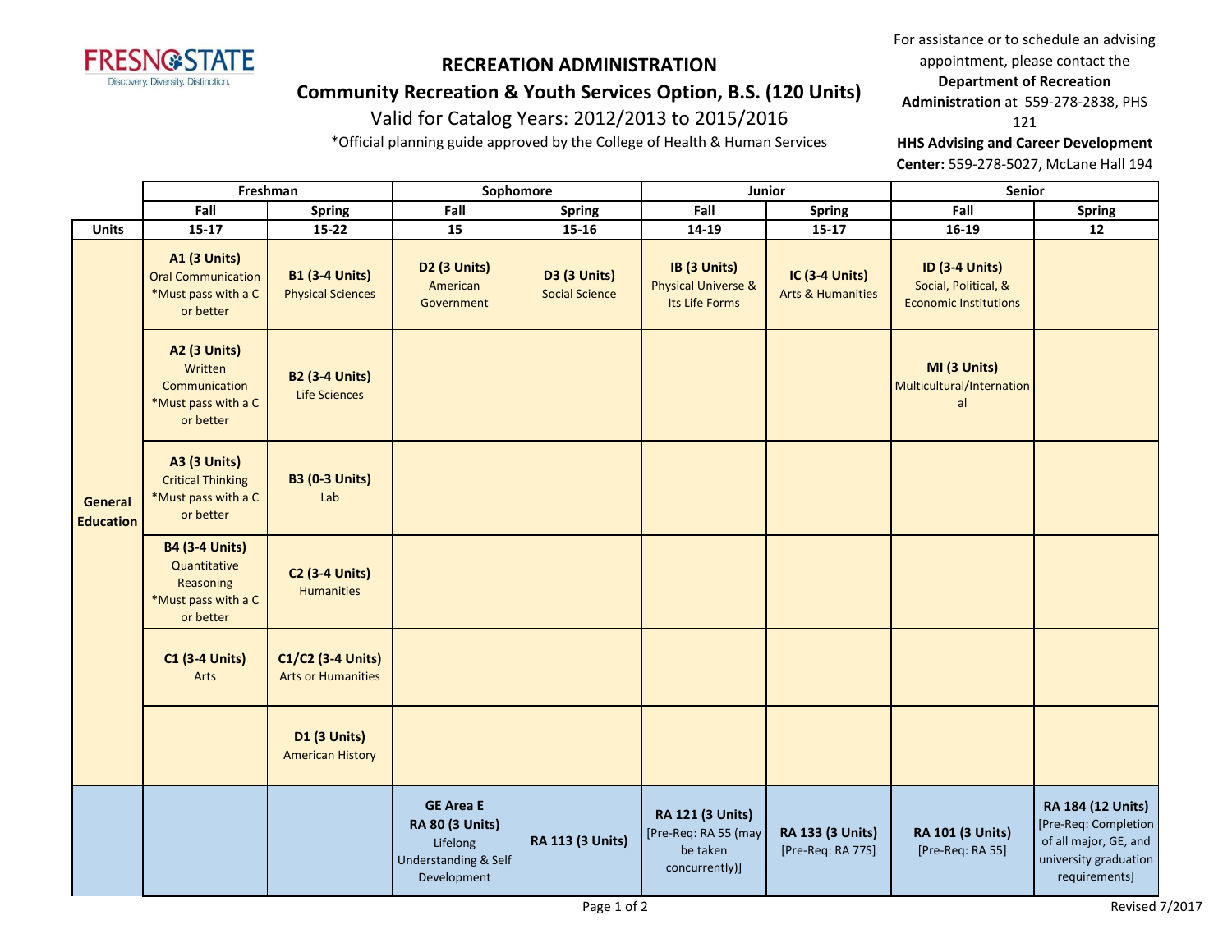FRESNO STATE
Discovery. Diversity. Distinction.

# RECREATION ADMINISTRATION

## Community Recreation & Youth Services Option, B.S. (120 Units)

Valid for Catalog Years: 2012/2013 to 2015/2016

*Official planning guide approved by the College of Health & Human Services

For assistance or to schedule an advising appointment, please contact the **Department of Recreation Administration** at 559-278-2838, PHS 121

**HHS Advising and Career Development Center:** 559-278-5027, McLane Hall 194

| | Freshman | | Sophomore | | Junior | | Senior | |
|---|---|---|---|---|---|---|---|---|
| | **Fall** | **Spring** | **Fall** | **Spring** | **Fall** | **Spring** | **Fall** | **Spring** |
| **Units** | **15-17** | **15-22** | **15** | **15-16** | **14-19** | **15-17** | **16-19** | **12** |
| **General Education** | **A1 (3 Units)** Oral Communication *Must pass with a C or better | **B1 (3-4 Units)** Physical Sciences | **D2 (3 Units)** American Government | **D3 (3 Units)** Social Science | **IB (3 Units)** Physical Universe & Its Life Forms | **IC (3-4 Units)** Arts & Humanities | **ID (3-4 Units)** Social, Political, & Economic Institutions | |
| | **A2 (3 Units)** Written Communication *Must pass with a C or better | **B2 (3-4 Units)** Life Sciences | | | | | **MI (3 Units)** Multicultural/International | |
| | **A3 (3 Units)** Critical Thinking *Must pass with a C or better | **B3 (0-3 Units)** Lab | | | | | | |
| | **B4 (3-4 Units)** Quantitative Reasoning *Must pass with a C or better | **C2 (3-4 Units)** Humanities | | | | | | |
| | **C1 (3-4 Units)** Arts | **C1/C2 (3-4 Units)** Arts or Humanities | | | | | | |
| | | **D1 (3 Units)** American History | | | | | | |
| | | | **GE Area E RA 80 (3 Units)** Lifelong Understanding & Self Development | **RA 113 (3 Units)** | **RA 121 (3 Units)** [Pre-Req: RA 55 (may be taken concurrently)] | **RA 133 (3 Units)** [Pre-Req: RA 77S] | **RA 101 (3 Units)** [Pre-Req: RA 55] | **RA 184 (12 Units)** [Pre-Req: Completion of all major, GE, and university graduation requirements] |

Revised 7/2017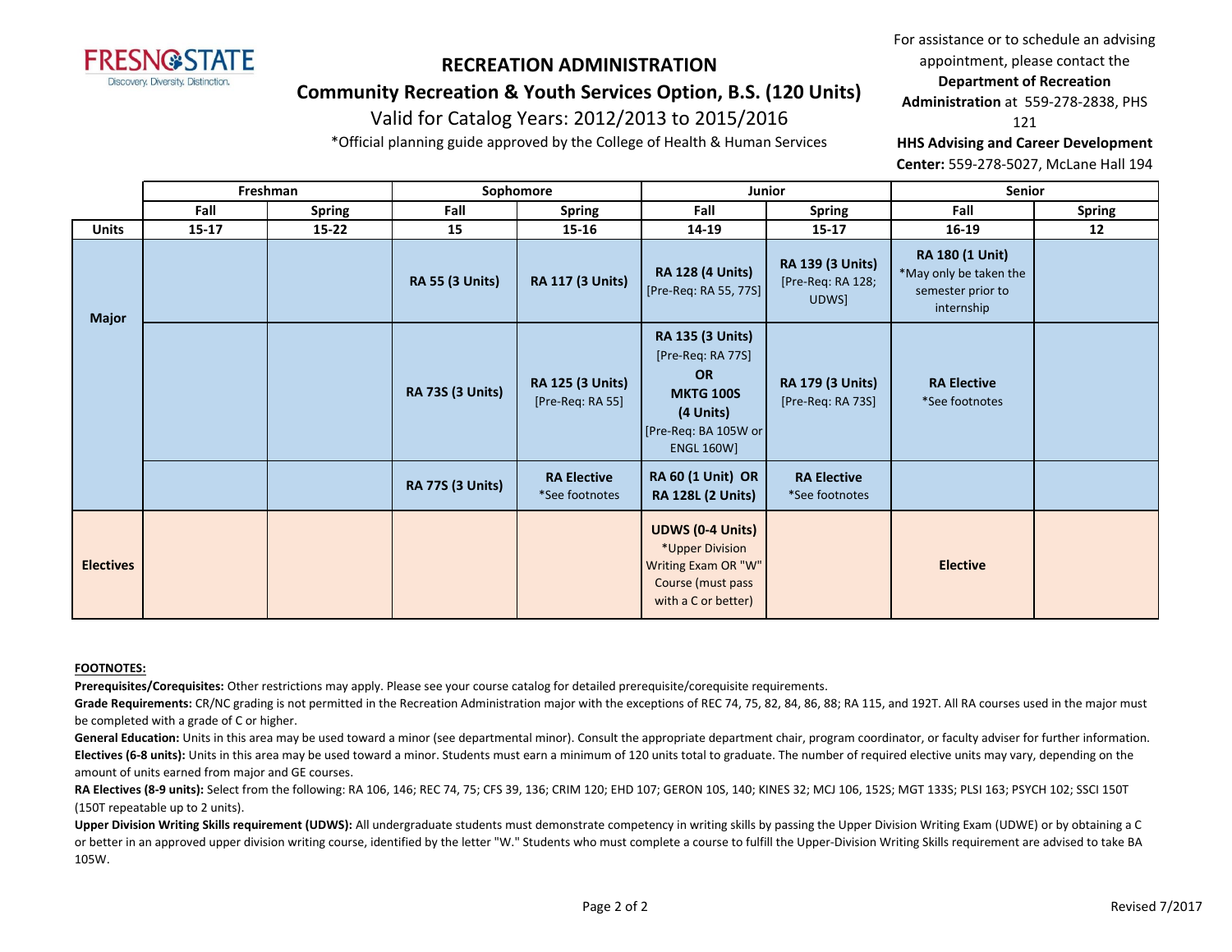# RECREATION ADMINISTRATION

## Community Recreation & Youth Services Option, B.S. (120 Units)

Valid for Catalog Years: 2012/2013 to 2015/2016

*Official planning guide approved by the College of Health & Human Services

For assistance or to schedule an advising appointment, please contact the **Department of Recreation Administration** at 559-278-2838, PHS 121

**HHS Advising and Career Development Center:** 559-278-5027, McLane Hall 194

| | Freshman | | Sophomore | | Junior | | Senior | |
|---|---|---|---|---|---|---|---|---|
| | **Fall** | **Spring** | **Fall** | **Spring** | **Fall** | **Spring** | **Fall** | **Spring** |
| **Units** | **15-17** | **15-22** | **15** | **15-16** | **14-19** | **15-17** | **16-19** | **12** |
| **Major** | | | **RA 55 (3 Units)** | **RA 117 (3 Units)** | **RA 128 (4 Units)** [Pre-Req: RA 55, 77S] | **RA 139 (3 Units)** [Pre-Req: RA 128; UDWS] | **RA 180 (1 Unit)** *May only be taken the semester prior to internship | |
| | | | **RA 73S (3 Units)** | **RA 125 (3 Units)** [Pre-Req: RA 55] | **RA 135 (3 Units)** [Pre-Req: RA 77S] **OR** **MKTG 100S (4 Units)** [Pre-Req: BA 105W or ENGL 160W] | **RA 179 (3 Units)** [Pre-Req: RA 73S] | **RA Elective** *See footnotes | |
| | | | **RA 77S (3 Units)** | **RA Elective** *See footnotes | **RA 60 (1 Unit) OR RA 128L (2 Units)** | **RA Elective** *See footnotes | | |
| **Electives** | | | | | **UDWS (0-4 Units)** *Upper Division Writing Exam OR "W" Course (must pass with a C or better) | | **Elective** | |

**FOOTNOTES:**

**Prerequisites/Corequisites:** Other restrictions may apply. Please see your course catalog for detailed prerequisite/corequisite requirements.

**Grade Requirements:** CR/NC grading is not permitted in the Recreation Administration major with the exceptions of REC 74, 75, 82, 84, 86, 88; RA 115, and 192T. All RA courses used in the major must be completed with a grade of C or higher.

**General Education:** Units in this area may be used toward a minor (see departmental minor). Consult the appropriate department chair, program coordinator, or faculty adviser for further information.

**Electives (6-8 units):** Units in this area may be used toward a minor. Students must earn a minimum of 120 units total to graduate. The number of required elective units may vary, depending on the amount of units earned from major and GE courses.

**RA Electives (8-9 units):** Select from the following: RA 106, 146; REC 74, 75; CFS 39, 136; CRIM 120; EHD 107; GERON 10S, 140; KINES 32; MCJ 106, 152S; MGT 133S; PLSI 163; PSYCH 102; SSCI 150T (150T repeatable up to 2 units).

**Upper Division Writing Skills requirement (UDWS):** All undergraduate students must demonstrate competency in writing skills by passing the Upper Division Writing Exam (UDWE) or by obtaining a C or better in an approved upper division writing course, identified by the letter "W." Students who must complete a course to fulfill the Upper-Division Writing Skills requirement are advised to take BA 105W.

Revised 7/2017